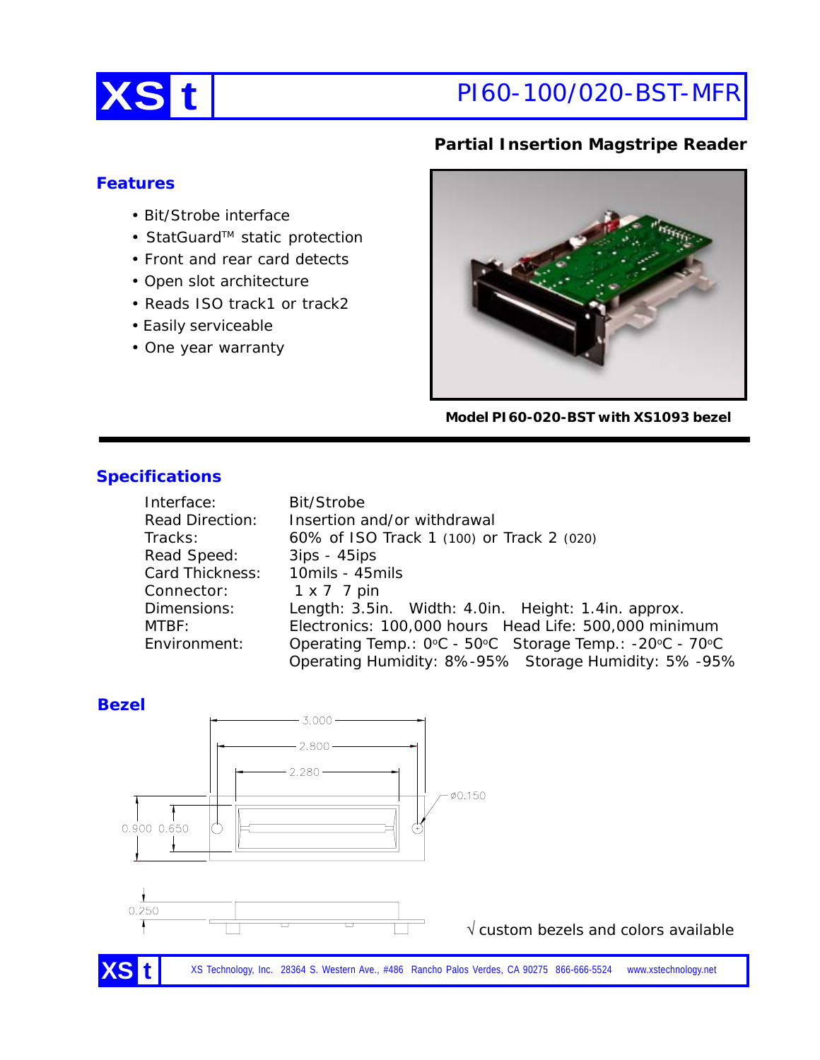# XS t PI60-100/020-BST-MFR

**Partial Insertion Magstripe Reader**

## Features

- Bit/Strobe interface
- StatGuard™ static protection
- Front and rear card detects
- Open slot architecture
- Reads ISO track1 or track2
- Easily serviceable
- One year warranty

**Model PI60-020-BST with XS1093 bezel**

## Specifications

| | |
|---|---|
| Interface: | Bit/Strobe |
| Read Direction: | Insertion and/or withdrawal |
| Tracks: | 60% of ISO Track 1 (100) or Track 2 (020) |
| Read Speed: | 3ips - 45ips |
| Card Thickness: | 10mils - 45mils |
| Connector: | 1 x 7 7 pin |
| Dimensions: | Length: 3.5in. Width: 4.0in. Height: 1.4in. approx. |
| MTBF: | Electronics: 100,000 hours Head Life: 500,000 minimum |
| Environment: | Operating Temp.: 0°C - 50°C Storage Temp.: -20°C - 70°C<br>Operating Humidity: 8%-95% Storage Humidity: 5% -95% |

## Bezel

3.000
2.800
2.280
ø0.150
0.900 0.650
0.250

√ custom bezels and colors available

XS Technology, Inc. 28364 S. Western Ave., #486 Rancho Palos Verdes, CA 90275 866-666-5524 www.xstechnology.net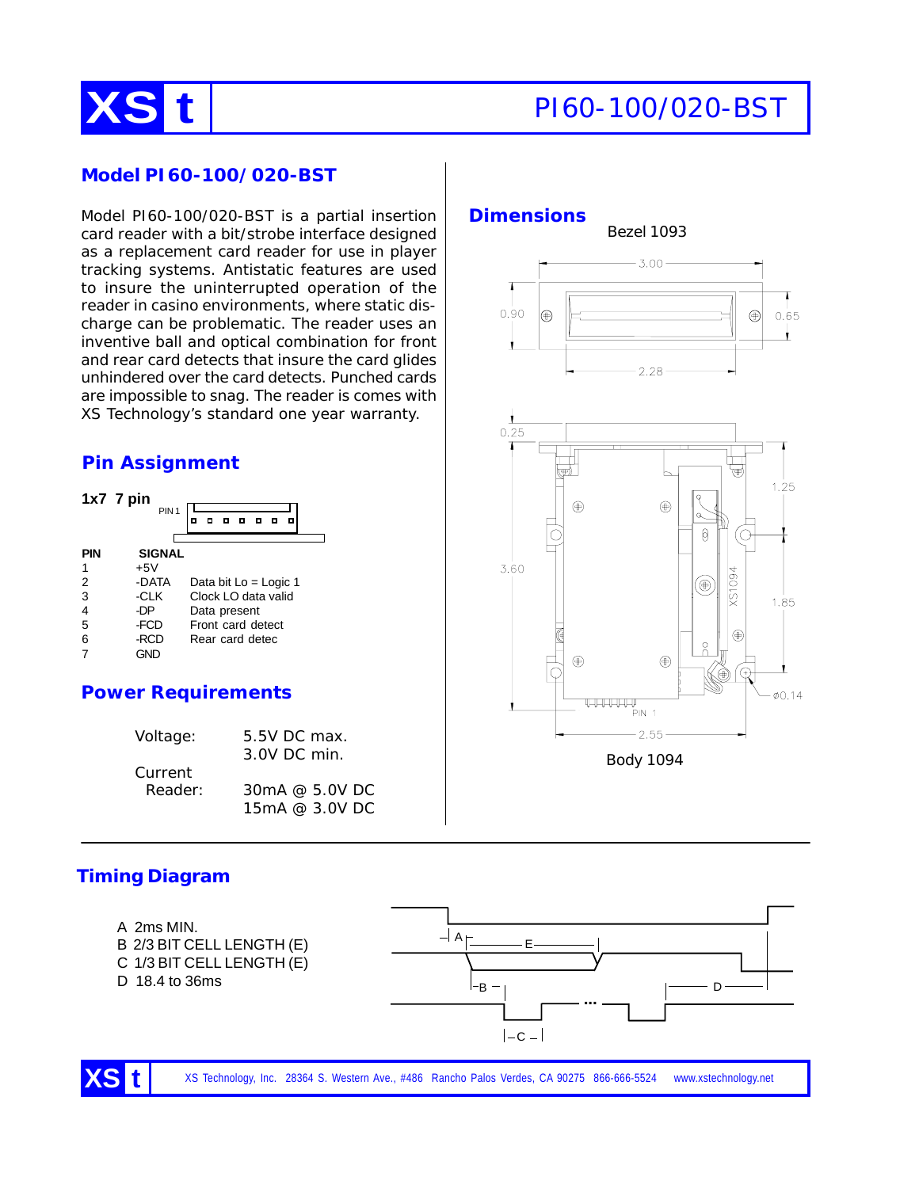# PI60-100/020-BST

## Model PI60-100/020-BST

Model PI60-100/020-BST is a partial insertion card reader with a bit/strobe interface designed as a replacement card reader for use in player tracking systems. Antistatic features are used to insure the uninterrupted operation of the reader in casino environments, where static discharge can be problematic. The reader uses an inventive ball and optical combination for front and rear card detects that insure the card glides unhindered over the card detects. Punched cards are impossible to snag. The reader is comes with XS Technology's standard one year warranty.

## Pin Assignment

**1x7 7 pin**

PIN 1

| PIN | SIGNAL | |
|---|---|---|
| 1 | +5V | |
| 2 | -DATA | Data bit Lo = Logic 1 |
| 3 | -CLK | Clock LO data valid |
| 4 | -DP | Data present |
| 5 | -FCD | Front card detect |
| 6 | -RCD | Rear card detec |
| 7 | GND | |

## Power Requirements

| | |
|---|---|
| Voltage: | 5.5V DC max. |
| | 3.0V DC min. |
| Current Reader: | 30mA @ 5.0V DC |
| | 15mA @ 3.0V DC |

## Dimensions

Bezel 1093

3.00
0.90
0.65
2.28

0.25
1.25
3.60
XS1094
1.85
ø0.14
PIN 1
2.55

Body 1094

## Timing Diagram

A 2ms MIN.
B 2/3 BIT CELL LENGTH (E)
C 1/3 BIT CELL LENGTH (E)
D 18.4 to 36ms

A
E
B
D
...
C

XS Technology, Inc. 28364 S. Western Ave., #486 Rancho Palos Verdes, CA 90275 866-666-5524 www.xstechnology.net